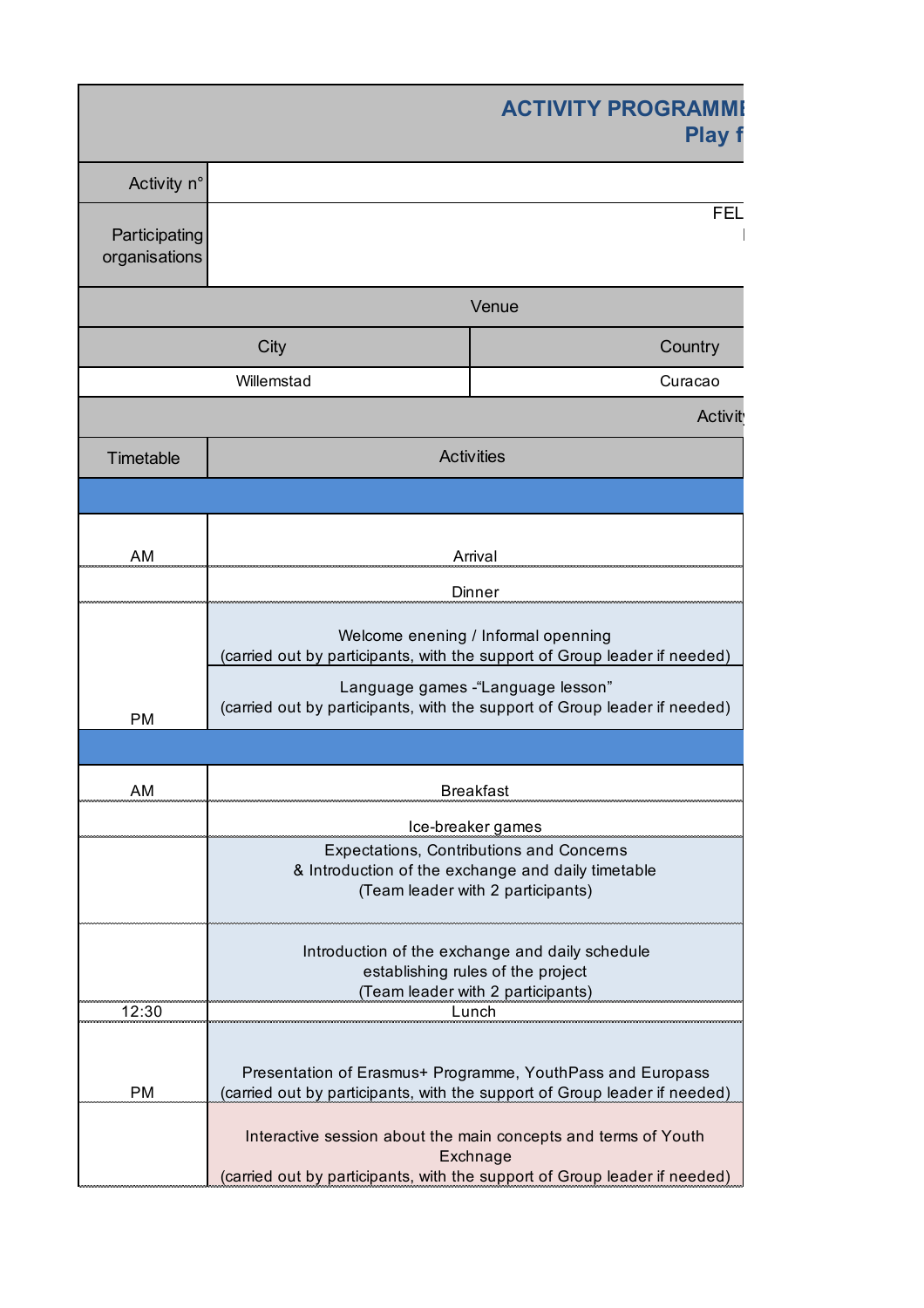# ACTIVITY PROGRAMME
## Play f

| Activity n° | |
|---|---|
| Participating organisations | FEL |

| Venue | |
|---|---|
| City | Country |
| Willemstad | Curacao |

| Activit | |
|---|---|
| **Timetable** | **Activities** |
| | |
| AM | Arrival |
| | Dinner |
| | Welcome enening / Informal openning<br>(carried out by participants, with the support of Group leader if needed) |
| PM | Language games -"Language lesson"<br>(carried out by participants, with the support of Group leader if needed) |
| | |
| AM | Breakfast |
| | Ice-breaker games |
| | Expectations, Contributions and Concerns<br>& Introduction of the exchange and daily timetable<br>(Team leader with 2 participants) |
| | Introduction of the exchange and daily schedule<br>establishing rules of the project<br>(Team leader with 2 participants) |
| 12:30 | Lunch |
| PM | Presentation of Erasmus+ Programme, YouthPass and Europass<br>(carried out by participants, with the support of Group leader if needed) |
| | Interactive session about the main concepts and terms of Youth Exchnage<br>(carried out by participants, with the support of Group leader if needed) |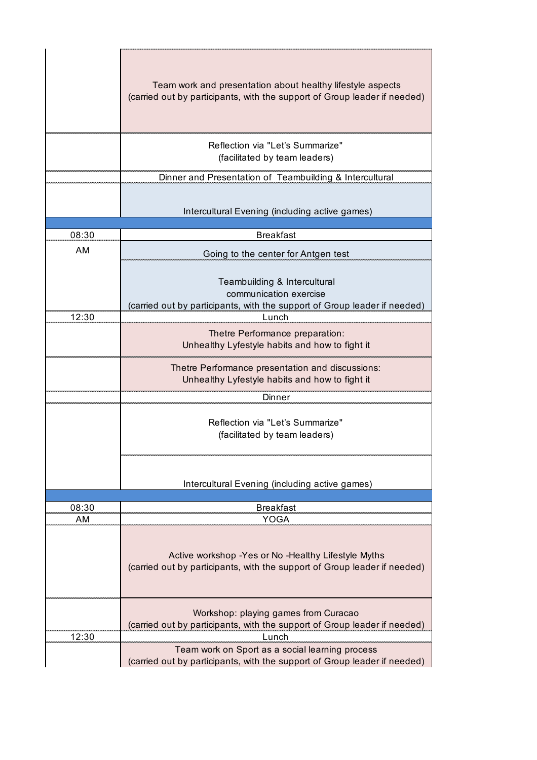| | |
|---|---|
| | Team work and presentation about healthy lifestyle aspects (carried out by participants, with the support of Group leader if needed) |
| | Reflection via "Let's Summarize" (facilitated by team leaders) |
| | Dinner and Presentation of Teambuilding & Intercultural |
| | Intercultural Evening (including active games) |
| | |
| 08:30 | Breakfast |
| AM | Going to the center for Antgen test |
| | Teambuilding & Intercultural communication exercise (carried out by participants, with the support of Group leader if needed) |
| 12:30 | Lunch |
| | Thetre Performance preparation: Unhealthy Lyfestyle habits and how to fight it |
| | Thetre Performance presentation and discussions: Unhealthy Lyfestyle habits and how to fight it |
| | Dinner |
| | Reflection via "Let's Summarize" (facilitated by team leaders) |
| | Intercultural Evening (including active games) |
| | |
| 08:30 | Breakfast |
| AM | YOGA |
| | Active workshop -Yes or No -Healthy Lifestyle Myths (carried out by participants, with the support of Group leader if needed) |
| | Workshop: playing games from Curacao (carried out by participants, with the support of Group leader if needed) |
| 12:30 | Lunch |
| | Team work on Sport as a social learning process (carried out by participants, with the support of Group leader if needed) |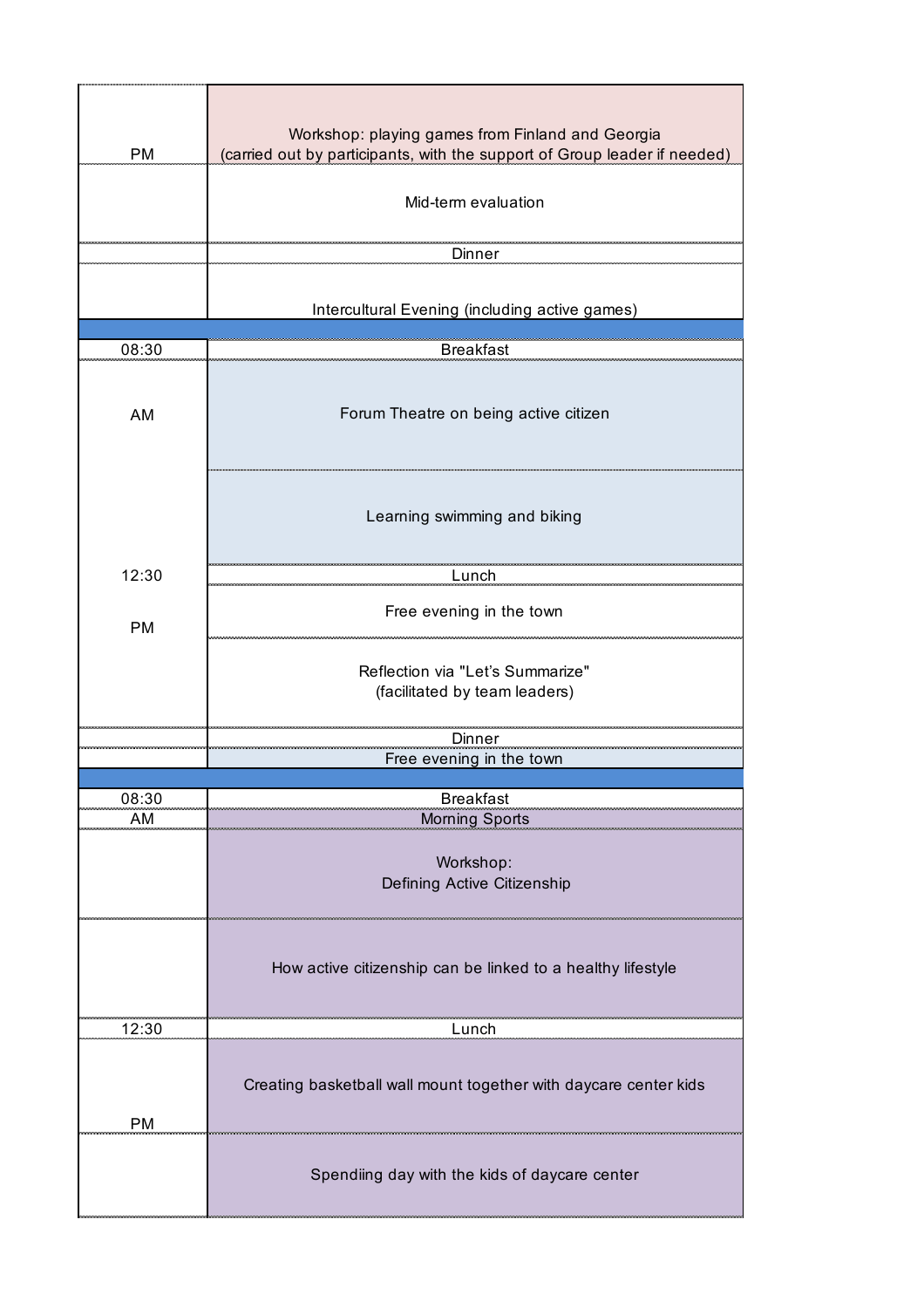| | |
|---|---|
| PM | Workshop: playing games from Finland and Georgia (carried out by participants, with the support of Group leader if needed) |
| | Mid-term evaluation |
| | Dinner |
| | Intercultural Evening (including active games) |
| | |
| 08:30 | Breakfast |
| AM | Forum Theatre on being active citizen |
| | Learning swimming and biking |
| 12:30 | Lunch |
| PM | Free evening in the town |
| | Reflection via "Let's Summarize" (facilitated by team leaders) |
| | Dinner |
| | Free evening in the town |
| | |
| 08:30 | Breakfast |
| AM | Morning Sports |
| | Workshop: Defining Active Citizenship |
| | How active citizenship can be linked to a healthy lifestyle |
| 12:30 | Lunch |
| PM | Creating basketball wall mount together with daycare center kids |
| | Spendiing day with the kids of daycare center |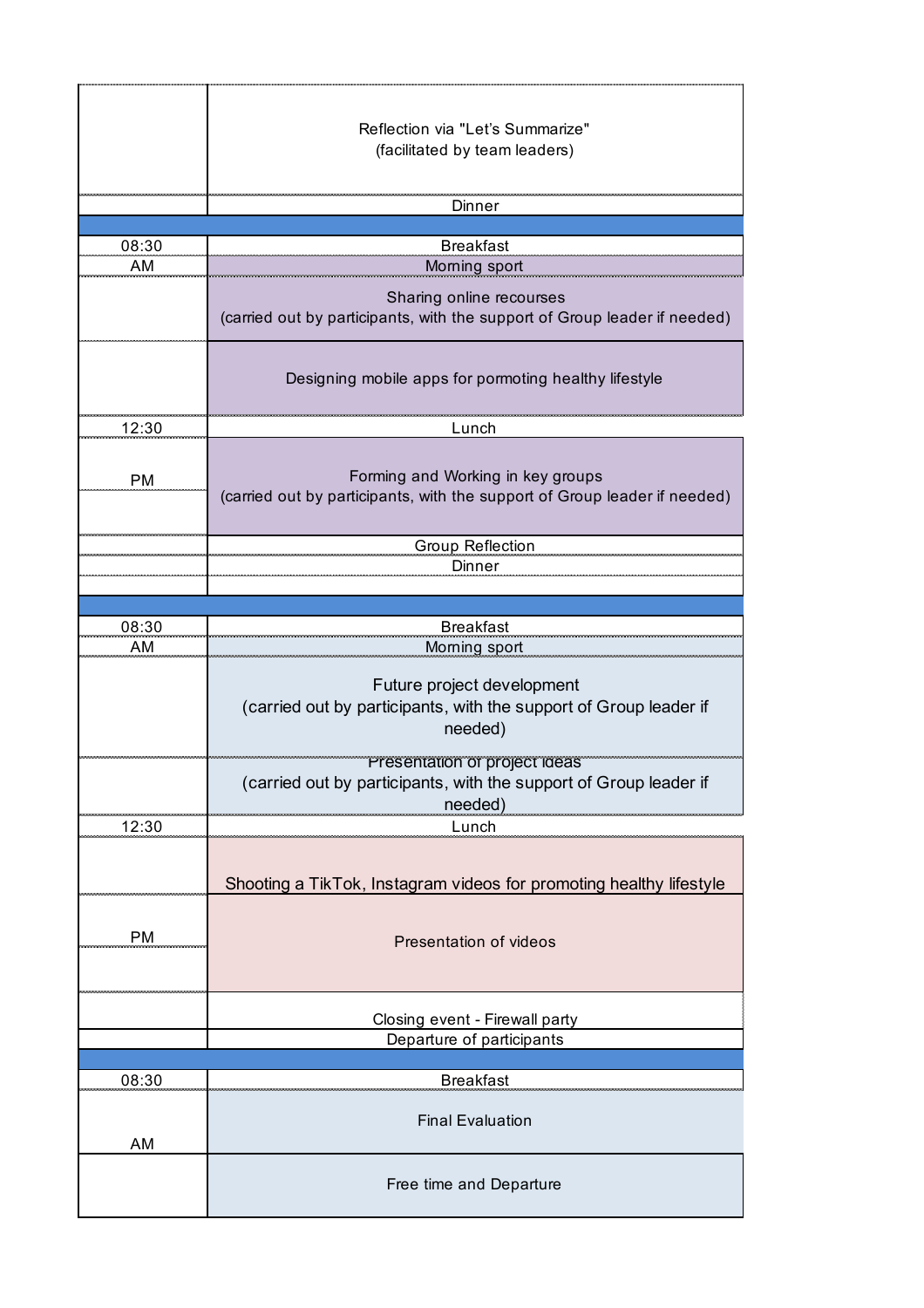| | |
|---|---|
| | Reflection via "Let's Summarize" (facilitated by team leaders) |
| | Dinner |
| | |
| 08:30 | Breakfast |
| AM | Morning sport |
| | Sharing online recourses (carried out by participants, with the support of Group leader if needed) |
| | Designing mobile apps for pormoting healthy lifestyle |
| 12:30 | Lunch |
| PM | Forming and Working in key groups (carried out by participants, with the support of Group leader if needed) |
| | Group Reflection |
| | Dinner |
| | |
| | |
| 08:30 | Breakfast |
| AM | Morning sport |
| | Future project development (carried out by participants, with the support of Group leader if needed) |
| | Presentation of project ideas (carried out by participants, with the support of Group leader if needed) |
| 12:30 | Lunch |
| | Shooting a TikTok, Instagram videos for promoting healthy lifestyle |
| PM | Presentation of videos |
| | Closing event - Firewall party |
| | Departure of participants |
| | |
| 08:30 | Breakfast |
| AM | Final Evaluation |
| | Free time and Departure |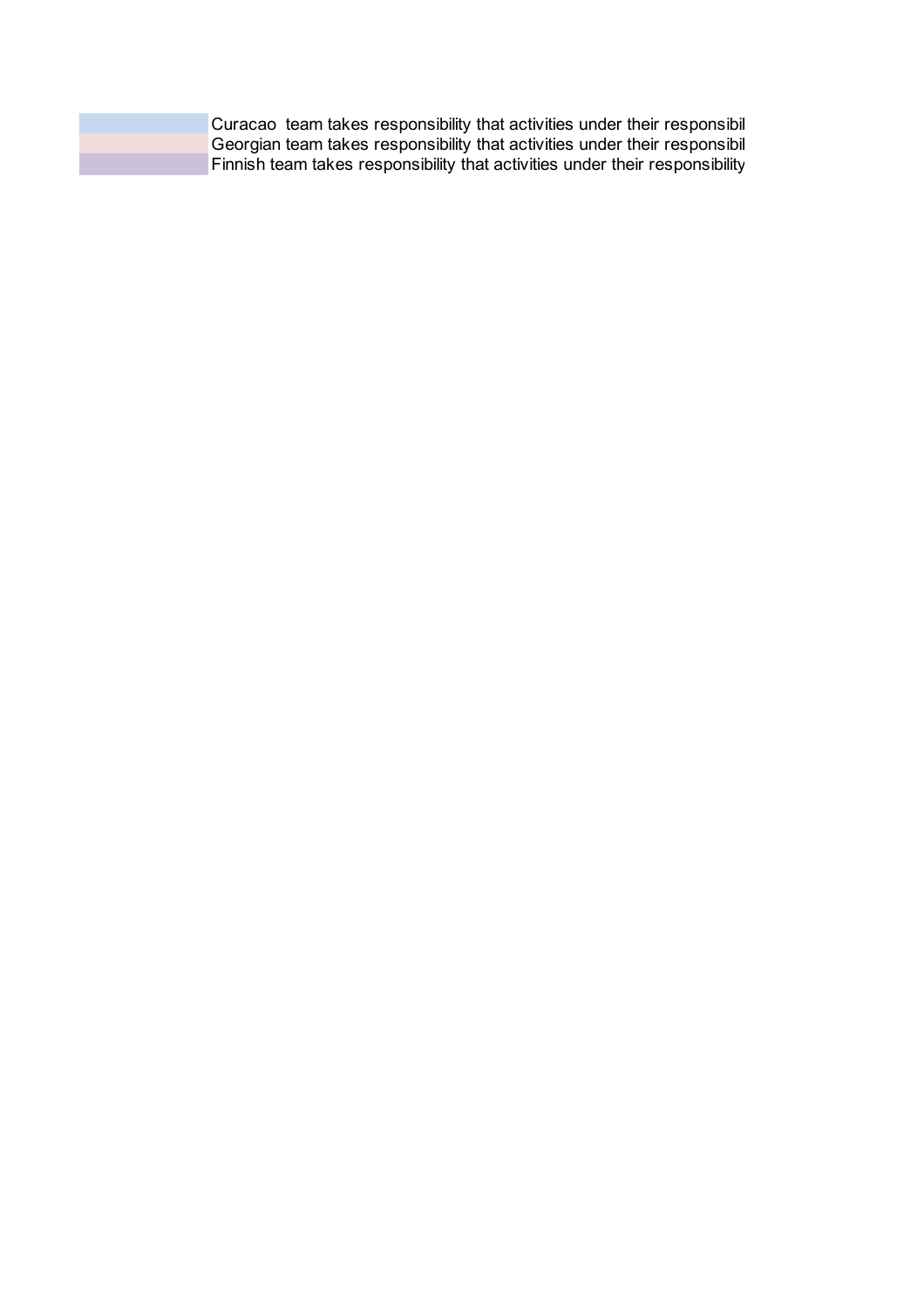| | |
|---|---|
| | Curacao  team takes responsibility that activities under their responsibil |
| | Georgian team takes responsibility that activities under their responsibil |
| | Finnish team takes responsibility that activities under their responsibility |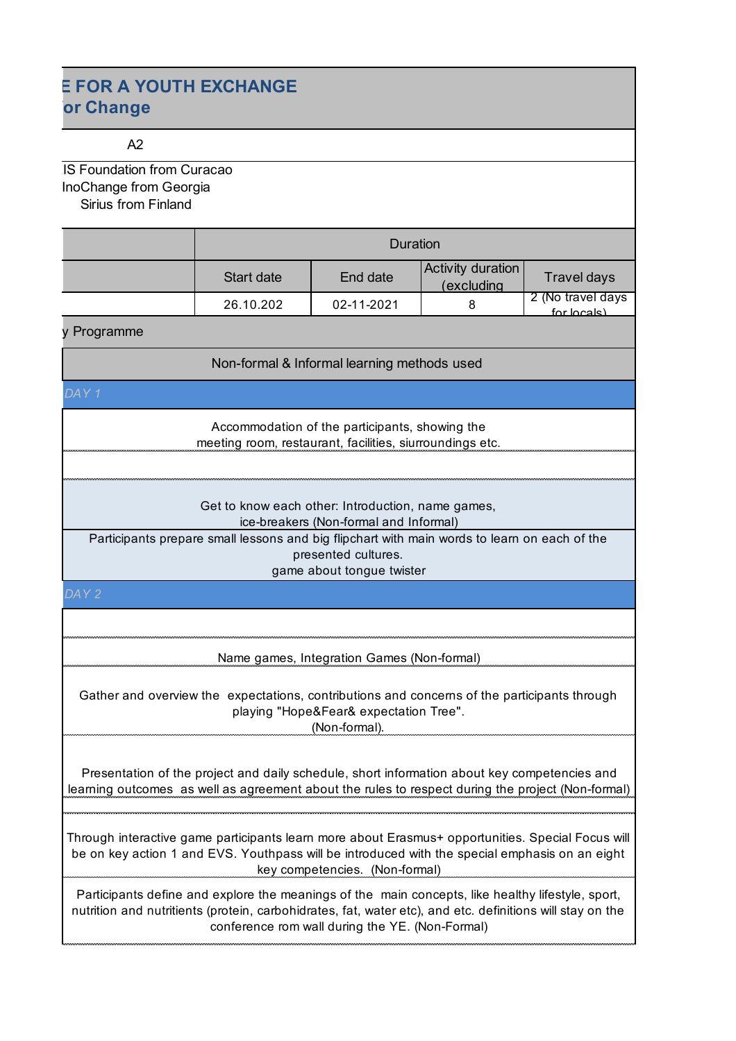## E FOR A YOUTH EXCHANGE
## or Change

A2

IS Foundation from Curacao
InoChange from Georgia
Sirius from Finland

| | Duration | | | |
|---|---|---|---|---|
| | Start date | End date | Activity duration (excluding | Travel days |
| | 26.10.202 | 02-11-2021 | 8 | 2 (No travel days for locals) |

y Programme

| Non-formal & Informal learning methods used |
|---|
| *DAY 1* |
| Accommodation of the participants, showing the meeting room, restaurant, facilities, siurroundings etc. |
| |
| Get to know each other: Introduction, name games, ice-breakers (Non-formal and Informal) |
| Participants prepare small lessons and big flipchart with main words to learn on each of the presented cultures. game about tongue twister |
| *DAY 2* |
| |
| Name games, Integration Games (Non-formal) |
| Gather and overview the expectations, contributions and concerns of the participants through playing "Hope&Fear& expectation Tree". (Non-formal). |
| Presentation of the project and daily schedule, short information about key competencies and learning outcomes as well as agreement about the rules to respect during the project (Non-formal) |
| |
| Through interactive game participants learn more about Erasmus+ opportunities. Special Focus will be on key action 1 and EVS. Youthpass will be introduced with the special emphasis on an eight key competencies. (Non-formal) |
| Participants define and explore the meanings of the main concepts, like healthy lifestyle, sport, nutrition and nutritients (protein, carbohidrates, fat, water etc), and etc. definitions will stay on the conference rom wall during the YE. (Non-Formal) |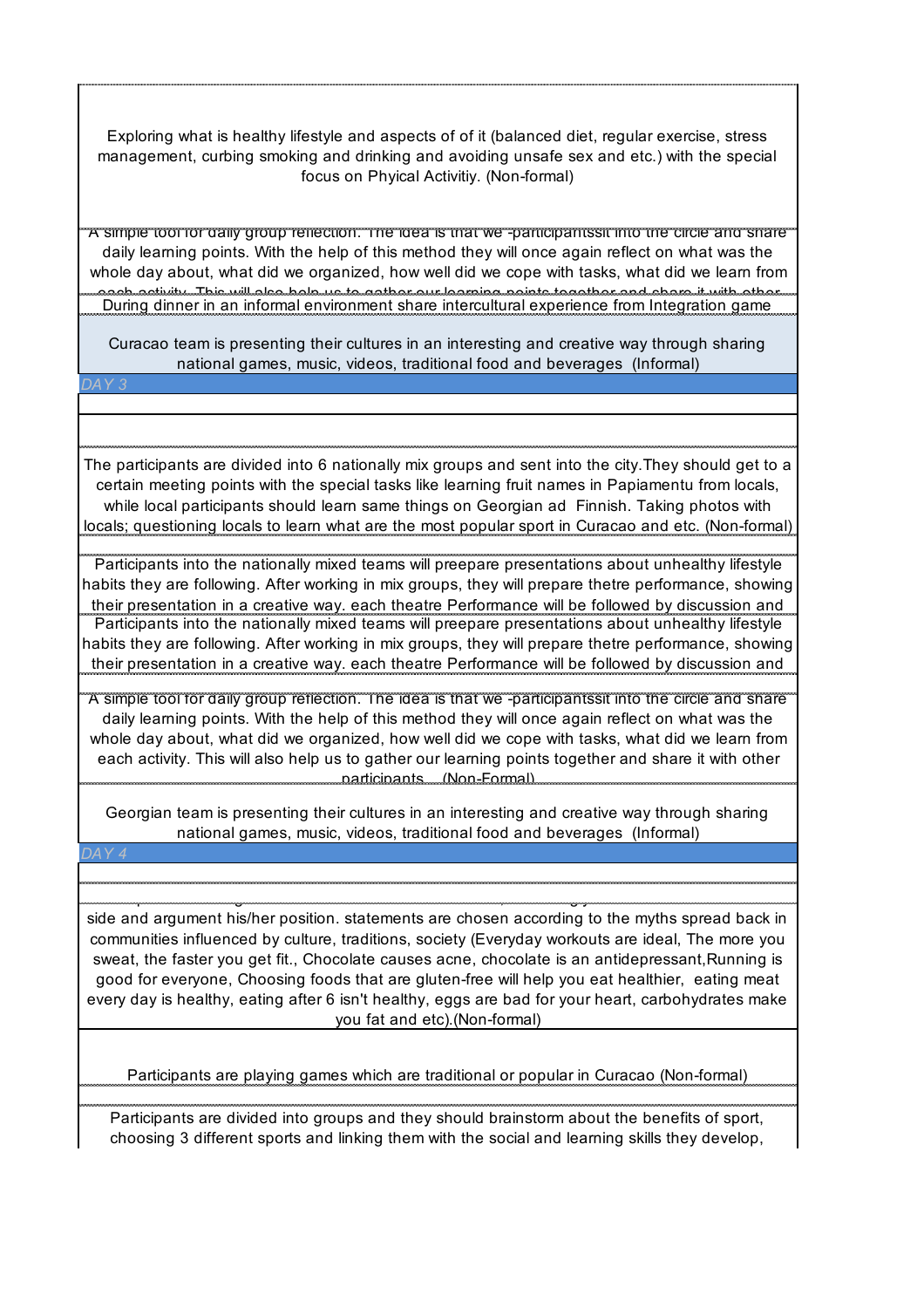| |
|---|
| Exploring what is healthy lifestyle and aspects of of it (balanced diet, regular exercise, stress management, curbing smoking and drinking and avoiding unsafe sex and etc.) with the special focus on Phyical Activitiy. (Non-formal) |
| A simple tool for daily group reflection. The idea is that we -participantssit into the circle and share daily learning points. With the help of this method they will once again reflect on what was the whole day about, what did we organized, how well did we cope with tasks, what did we learn from each activity. This will also help us to gather our learning points together and share it with other |
| During dinner in an informal environment share intercultural experience from Integration game |
| Curacao team is presenting their cultures in an interesting and creative way through sharing national games, music, videos, traditional food and beverages (Informal) |
| *DAY 3* |
| |
| |
| The participants are divided into 6 nationally mix groups and sent into the city.They should get to a certain meeting points with the special tasks like learning fruit names in Papiamentu from locals, while local participants should learn same things on Georgian ad Finnish. Taking photos with locals; questioning locals to learn what are the most popular sport in Curacao and etc. (Non-formal) |
| |
| Participants into the nationally mixed teams will preepare presentations about unhealthy lifestyle habits they are following. After working in mix groups, they will prepare thetre performance, showing their presentation in a creative way. each theatre Performance will be followed by discussion and |
| Participants into the nationally mixed teams will preepare presentations about unhealthy lifestyle habits they are following. After working in mix groups, they will prepare thetre performance, showing their presentation in a creative way. each theatre Performance will be followed by discussion and |
| A simple tool for daily group reflection. The idea is that we -participantssit into the circle and share daily learning points. With the help of this method they will once again reflect on what was the whole day about, what did we organized, how well did we cope with tasks, what did we learn from each activity. This will also help us to gather our learning points together and share it with other participants. (Non-Formal) |
| Georgian team is presenting their cultures in an interesting and creative way through sharing national games, music, videos, traditional food and beverages (Informal) |
| *DAY 4* |
| |
| side and argument his/her position. statements are chosen according to the myths spread back in communities influenced by culture, traditions, society (Everyday workouts are ideal, The more you sweat, the faster you get fit., Chocolate causes acne, chocolate is an antidepressant,Running is good for everyone, Choosing foods that are gluten-free will help you eat healthier, eating meat every day is healthy, eating after 6 isn't healthy, eggs are bad for your heart, carbohydrates make you fat and etc).(Non-formal) |
| Participants are playing games which are traditional or popular in Curacao (Non-formal) |
| |
| Participants are divided into groups and they should brainstorm about the benefits of sport, choosing 3 different sports and linking them with the social and learning skills they develop, |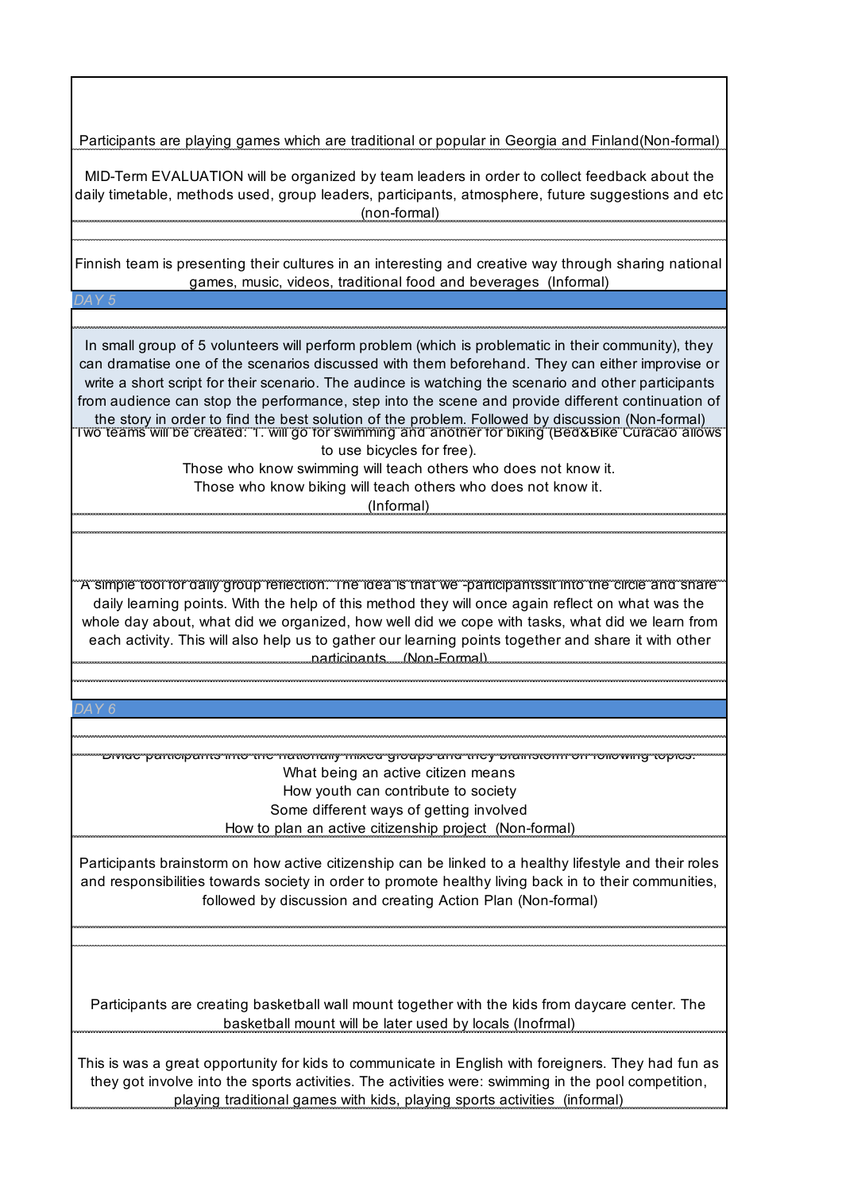| |
|---|
| Participants are playing games which are traditional or popular in Georgia and Finland(Non-formal) |
| MID-Term EVALUATION will be organized by team leaders in order to collect feedback about the daily timetable, methods used, group leaders, participants, atmosphere, future suggestions and etc (non-formal) |
| |
| Finnish team is presenting their cultures in an interesting and creative way through sharing national games, music, videos, traditional food and beverages (Informal) |
| *DAY 5* |
| |
| In small group of 5 volunteers will perform problem (which is problematic in their community), they can dramatise one of the scenarios discussed with them beforehand. They can either improvise or write a short script for their scenario. The audience is watching the scenario and other participants from audience can stop the performance, step into the scene and provide different continuation of the story in order to find the best solution of the problem. Followed by discussion (Non-formal) |
| Two teams will be created: 1. will go for swimming and another for biking (Bed&Bike Curacao allows to use bicycles for free).<br>Those who know swimming will teach others who does not know it.<br>Those who know biking will teach others who does not know it.<br>(Informal) |
| |
| A simple tool for daily group reflection. The idea is that we -participantssit into the circle and share daily learning points. With the help of this method they will once again reflect on what was the whole day about, what did we organized, how well did we cope with tasks, what did we learn from each activity. This will also help us to gather our learning points together and share it with other participants. (Non-Formal) |
| |
| *DAY 6* |
| |
| Divide participants into the nationally mixed groups and they brainstorm on following topics:<br>What being an active citizen means<br>How youth can contribute to society<br>Some different ways of getting involved<br>How to plan an active citizenship project (Non-formal) |
| Participants brainstorm on how active citizenship can be linked to a healthy lifestyle and their roles and responsibilities towards society in order to promote healthy living back in to their communities, followed by discussion and creating Action Plan (Non-formal) |
| |
| Participants are creating basketball wall mount together with the kids from daycare center. The basketball mount will be later used by locals (Inofrmal) |
| This is was a great opportunity for kids to communicate in English with foreigners. They had fun as they got involve into the sports activities. The activities were: swimming in the pool competition, playing traditional games with kids, playing sports activities (informal) |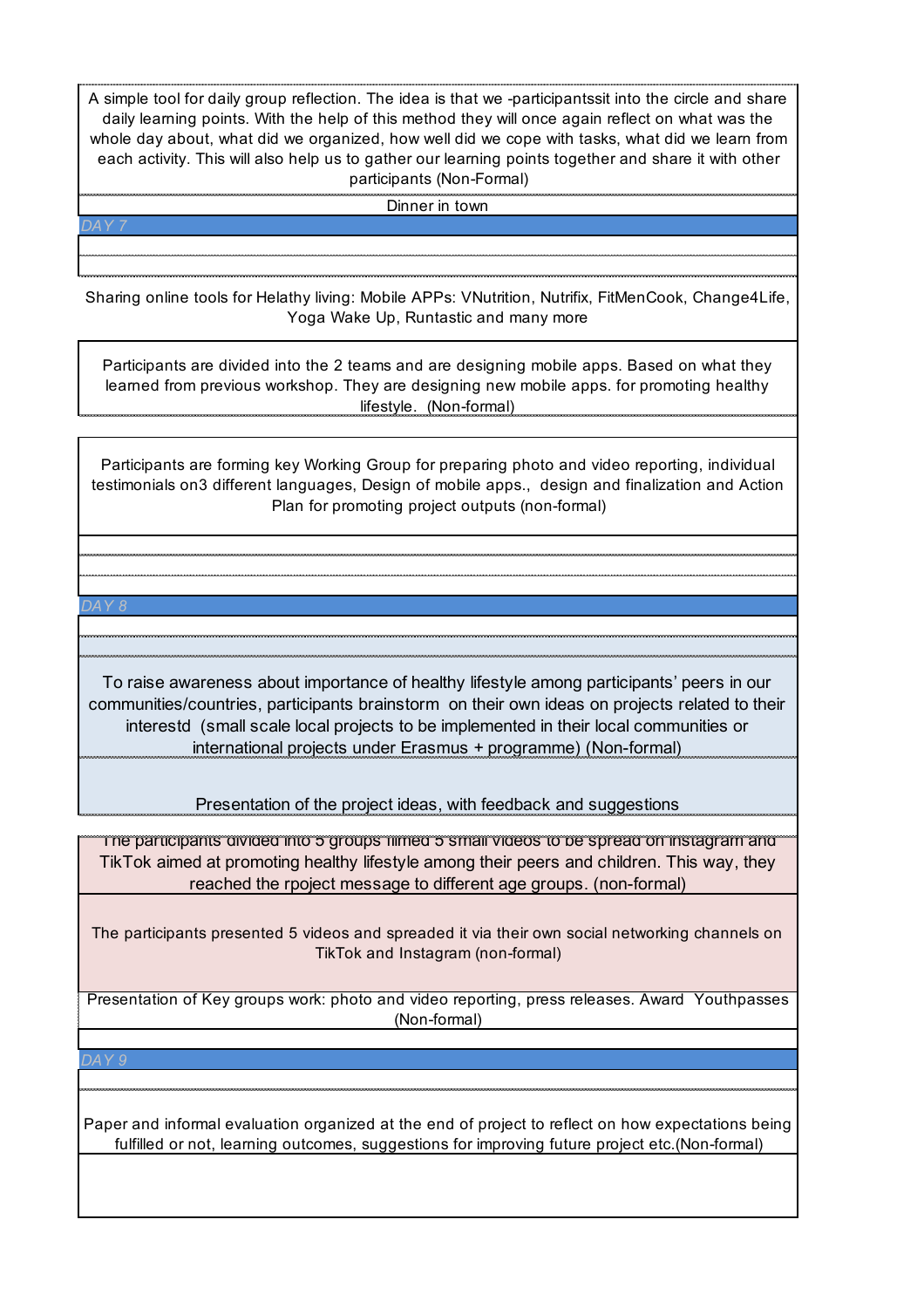| |
|---|
| A simple tool for daily group reflection. The idea is that we -participantssit into the circle and share daily learning points. With the help of this method they will once again reflect on what was the whole day about, what did we organized, how well did we cope with tasks, what did we learn from each activity. This will also help us to gather our learning points together and share it with other participants (Non-Formal) |
| Dinner in town |
| *DAY 7* |
| |
| |
| Sharing online tools for Helathy living: Mobile APPs: VNutrition, Nutrifix, FitMenCook, Change4Life, Yoga Wake Up, Runtastic and many more |
| Participants are divided into the 2 teams and are designing mobile apps. Based on what they learned from previous workshop. They are designing new mobile apps. for promoting healthy lifestyle. (Non-formal) |
| Participants are forming key Working Group for preparing photo and video reporting, individual testimonials on3 different languages, Design of mobile apps., design and finalization and Action Plan for promoting project outputs (non-formal) |
| |
| |
| |
| *DAY 8* |
| |
| |
| To raise awareness about importance of healthy lifestyle among participants' peers in our communities/countries, participants brainstorm on their own ideas on projects related to their interestd (small scale local projects to be implemented in their local communities or international projects under Erasmus + programme) (Non-formal) |
| Presentation of the project ideas, with feedback and suggestions |
| The participants divided into 5 groups filmed 5 small videos to be spread on Instagram and TikTok aimed at promoting healthy lifestyle among their peers and children. This way, they reached the rpoject message to different age groups. (non-formal) |
| The participants presented 5 videos and spreaded it via their own social networking channels on TikTok and Instagram (non-formal) |
| Presentation of Key groups work: photo and video reporting, press releases. Award Youthpasses (Non-formal) |
| |
| *DAY 9* |
| |
| Paper and informal evaluation organized at the end of project to reflect on how expectations being fulfilled or not, learning outcomes, suggestions for improving future project etc.(Non-formal) |
| |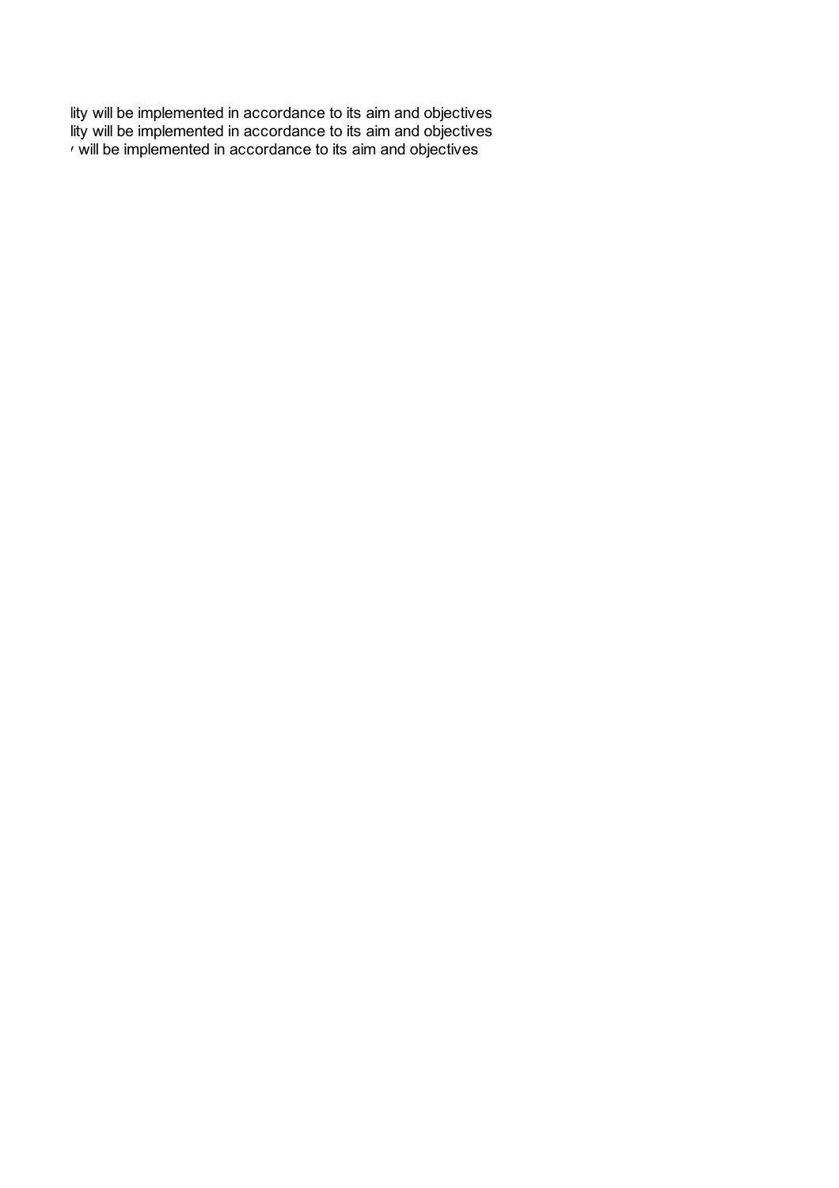lity will be implemented in accordance to its aim and objectives
lity will be implemented in accordance to its aim and objectives
' will be implemented in accordance to its aim and objectives